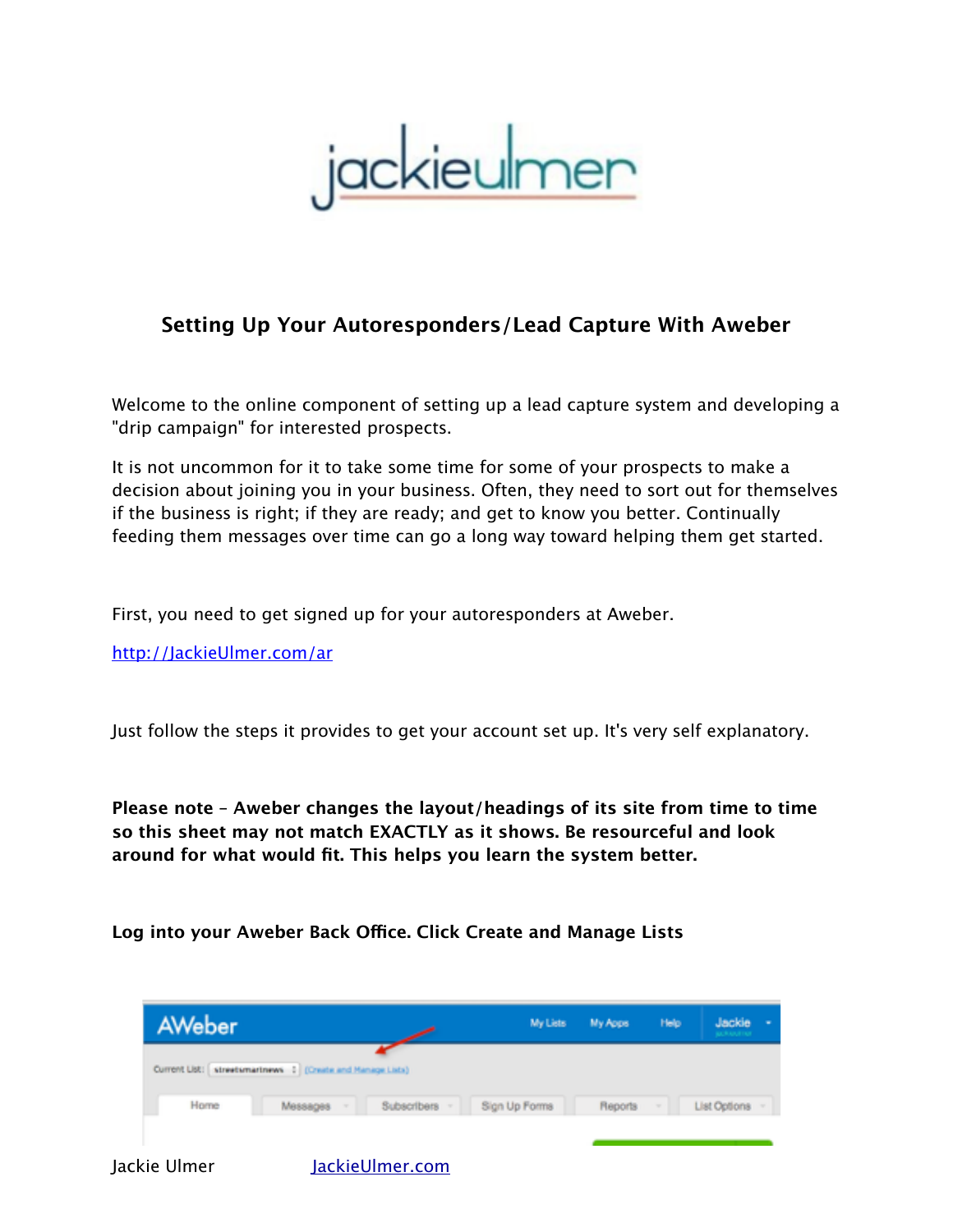# Setting Up Your Autoresponders/Lead Capture With Aweber

Welcome to the online component of setting up a lead capture system and developing a "drip campaign" for interested prospects.

It is not uncommon for it to take some time for some of your prospects to make a decision about joining you in your business. Often, they need to sort out for themselves if the business is right; if they are ready; and get to know you better. Continually feeding them messages over time can go a long way toward helping them get started.

First, you need to get signed up for your autoresponders at Aweber.

http://JackieUlmer.com/ar

Just follow the steps it provides to get your account set up. It's very self explanatory.

**Please note – Aweber changes the layout/headings of its site from time to time so this sheet may not match EXACTLY as it shows. Be resourceful and look around for what would fit. This helps you learn the system better.**

**Log into your Aweber Back Office. Click Create and Manage Lists**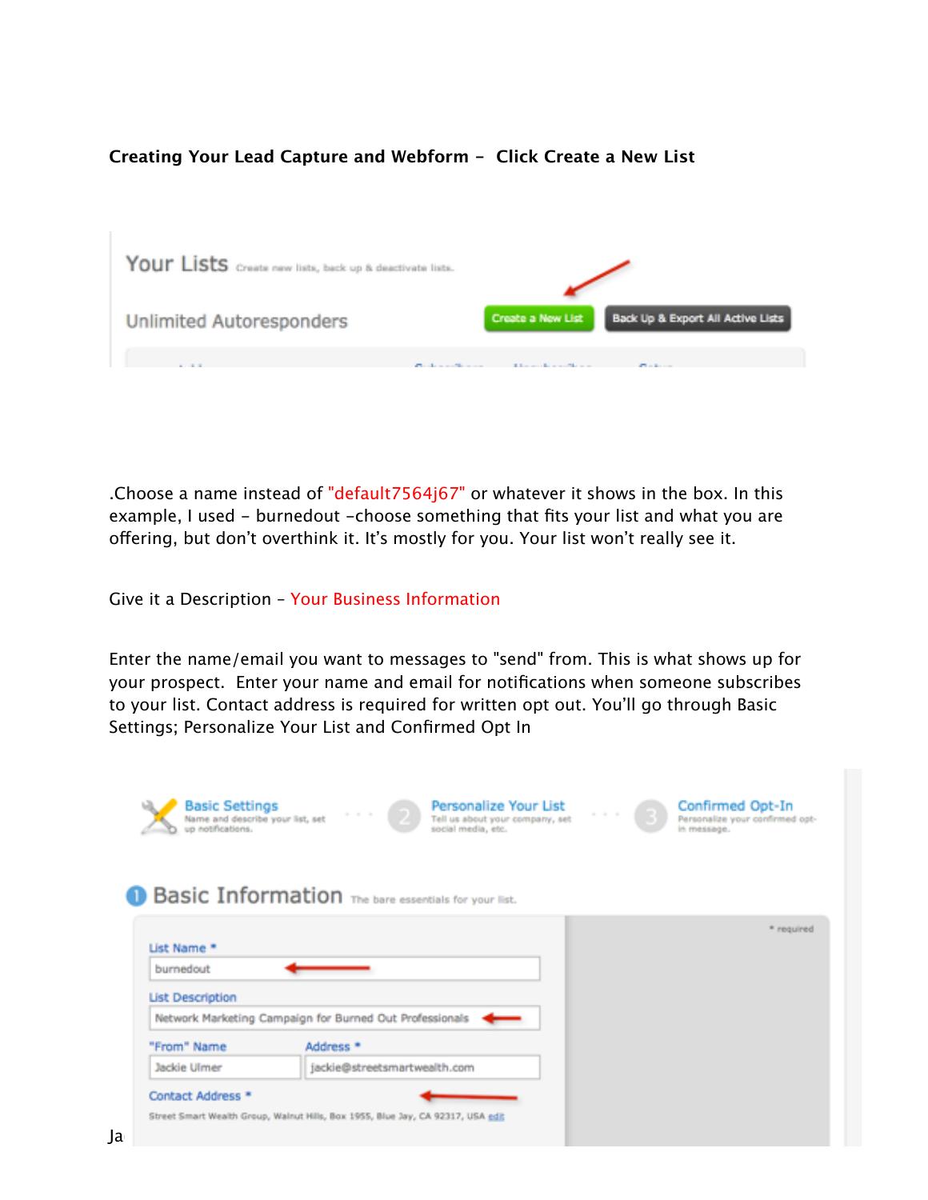**Creating Your Lead Capture and Webform – Click Create a New List**

.Choose a name instead of "default7564j67" or whatever it shows in the box. In this example, I used – burnedout –choose something that fits your list and what you are offering, but don't overthink it. It's mostly for you. Your list won't really see it.

Give it a Description – Your Business Information

Enter the name/email you want to messages to "send" from. This is what shows up for your prospect. Enter your name and email for notifications when someone subscribes to your list. Contact address is required for written opt out. You'll go through Basic Settings; Personalize Your List and Confirmed Opt In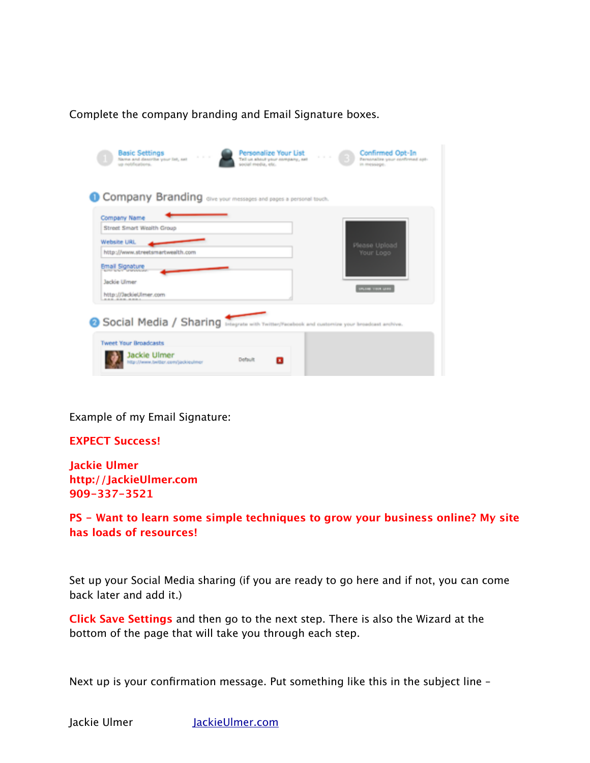Complete the company branding and Email Signature boxes.

Example of my Email Signature:

**EXPECT Success!**

**Jackie Ulmer**
**http://JackieUlmer.com**
**909-337-3521**

**PS – Want to learn some simple techniques to grow your business online? My site has loads of resources!**

Set up your Social Media sharing (if you are ready to go here and if not, you can come back later and add it.)

**Click Save Settings** and then go to the next step. There is also the Wizard at the bottom of the page that will take you through each step.

Next up is your confirmation message. Put something like this in the subject line –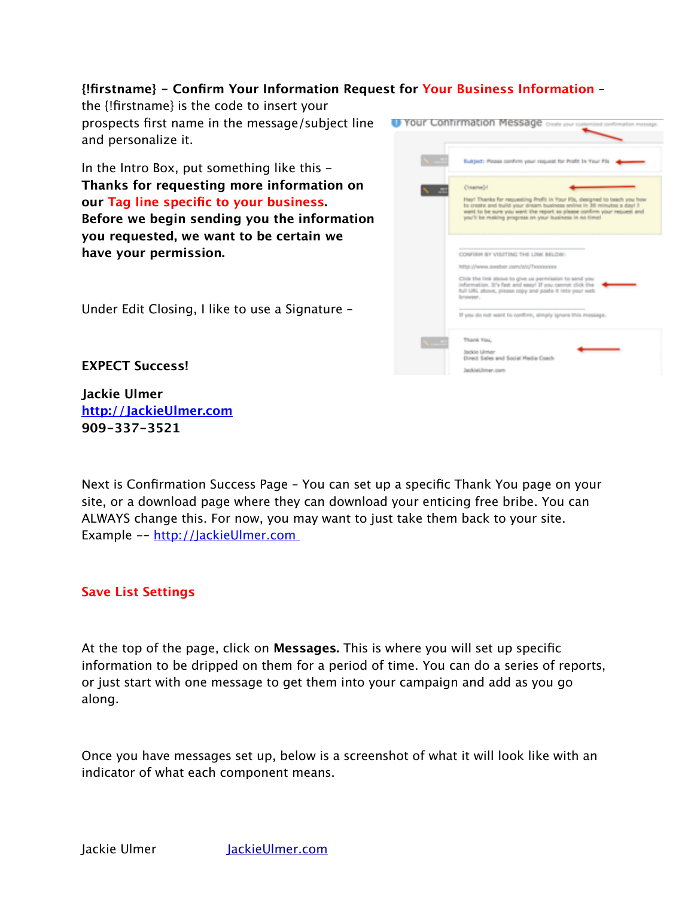**{!firstname} - Confirm Your Information Request for Your Business Information** - the {!firstname} is the code to insert your prospects first name in the message/subject line and personalize it.

In the Intro Box, put something like this - **Thanks for requesting more information on our Tag line specific to your business. Before we begin sending you the information you requested, we want to be certain we have your permission.**

Under Edit Closing, I like to use a Signature -

**EXPECT Success!**

**Jackie Ulmer**
**[http://JackieUlmer.com](http://JackieUlmer.com)**
**909-337-3521**

Next is Confirmation Success Page - You can set up a specific Thank You page on your site, or a download page where they can download your enticing free bribe. You can ALWAYS change this. For now, you may want to just take them back to your site. Example -- [http://JackieUlmer.com](http://JackieUlmer.com)

**Save List Settings**

At the top of the page, click on **Messages.** This is where you will set up specific information to be dripped on them for a period of time. You can do a series of reports, or just start with one message to get them into your campaign and add as you go along.

Once you have messages set up, below is a screenshot of what it will look like with an indicator of what each component means.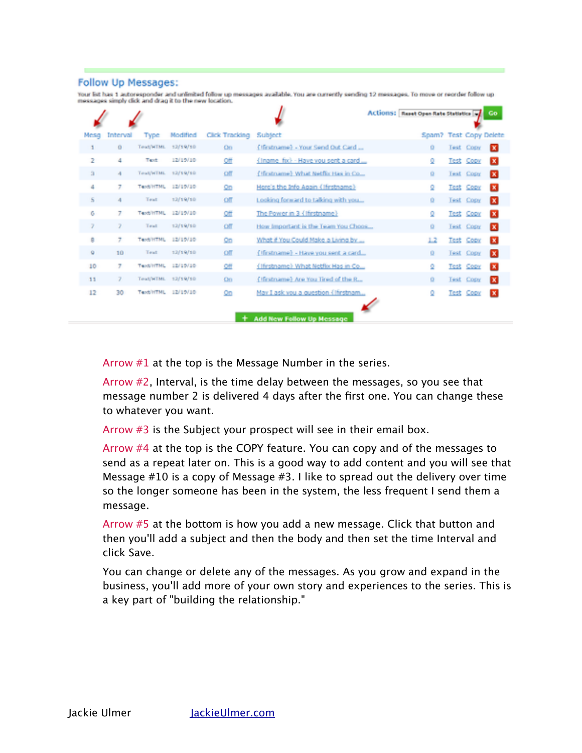## Follow Up Messages:

Your list has 1 autoresponder and unlimited follow up messages available. You are currently sending 12 messages. To move or reorder follow up messages simply click and drag it to the new location.

Actions: Reset Open Rate Statistics Go

| Mesg | Interval | Type | Modified | Click Tracking | Subject | Spam? | Test | Copy | Delete |
|---|---|---|---|---|---|---|---|---|---|
| 1 | 0 | Text/HTML | 12/19/10 | On | {!firstname} - Your Send Out Card ... | 0 | Test | Copy | X |
| 2 | 4 | Text | 12/15/10 | Off | {!name_fix} - Have you sent a card... | 0 | Test | Copy | X |
| 3 | 4 | Text/HTML | 12/19/10 | Off | {!firstname} What Netflix Has in Co... | 0 | Test | Copy | X |
| 4 | 7 | Text/HTML | 12/15/10 | On | Here's the Info Again {!firstname} | 0 | Test | Copy | X |
| 5 | 4 | Text | 12/19/10 | Off | Looking forward to talking with you... | 0 | Test | Copy | X |
| 6 | 7 | Text/HTML | 12/15/10 | Off | The Power in 3 {!firstname} | 0 | Test | Copy | X |
| 7 | 7 | Text | 12/19/10 | Off | How Important is the Team You Choos... | 0 | Test | Copy | X |
| 8 | 7 | Text/HTML | 12/15/10 | On | What if You Could Make a Living by ... | 1.2 | Test | Copy | X |
| 9 | 10 | Text | 12/19/10 | Off | {!firstname} - Have you sent a card... | 0 | Test | Copy | X |
| 10 | 7 | Text/HTML | 12/15/10 | Off | {!firstname} What Netflix Has in Co... | 0 | Test | Copy | X |
| 11 | 7 | Text/HTML | 12/19/10 | On | {!firstname} Are You Tired of the R... | 0 | Test | Copy | X |
| 12 | 30 | Text/HTML | 12/15/10 | On | May I ask you a question {!firstnam... | 0 | Test | Copy | X |

+ Add New Follow Up Message

Arrow #1 at the top is the Message Number in the series.

Arrow #2, Interval, is the time delay between the messages, so you see that message number 2 is delivered 4 days after the first one. You can change these to whatever you want.

Arrow #3 is the Subject your prospect will see in their email box.

Arrow #4 at the top is the COPY feature. You can copy and of the messages to send as a repeat later on. This is a good way to add content and you will see that Message #10 is a copy of Message #3. I like to spread out the delivery over time so the longer someone has been in the system, the less frequent I send them a message.

Arrow #5 at the bottom is how you add a new message. Click that button and then you'll add a subject and then the body and then set the time Interval and click Save.

You can change or delete any of the messages. As you grow and expand in the business, you'll add more of your own story and experiences to the series. This is a key part of "building the relationship."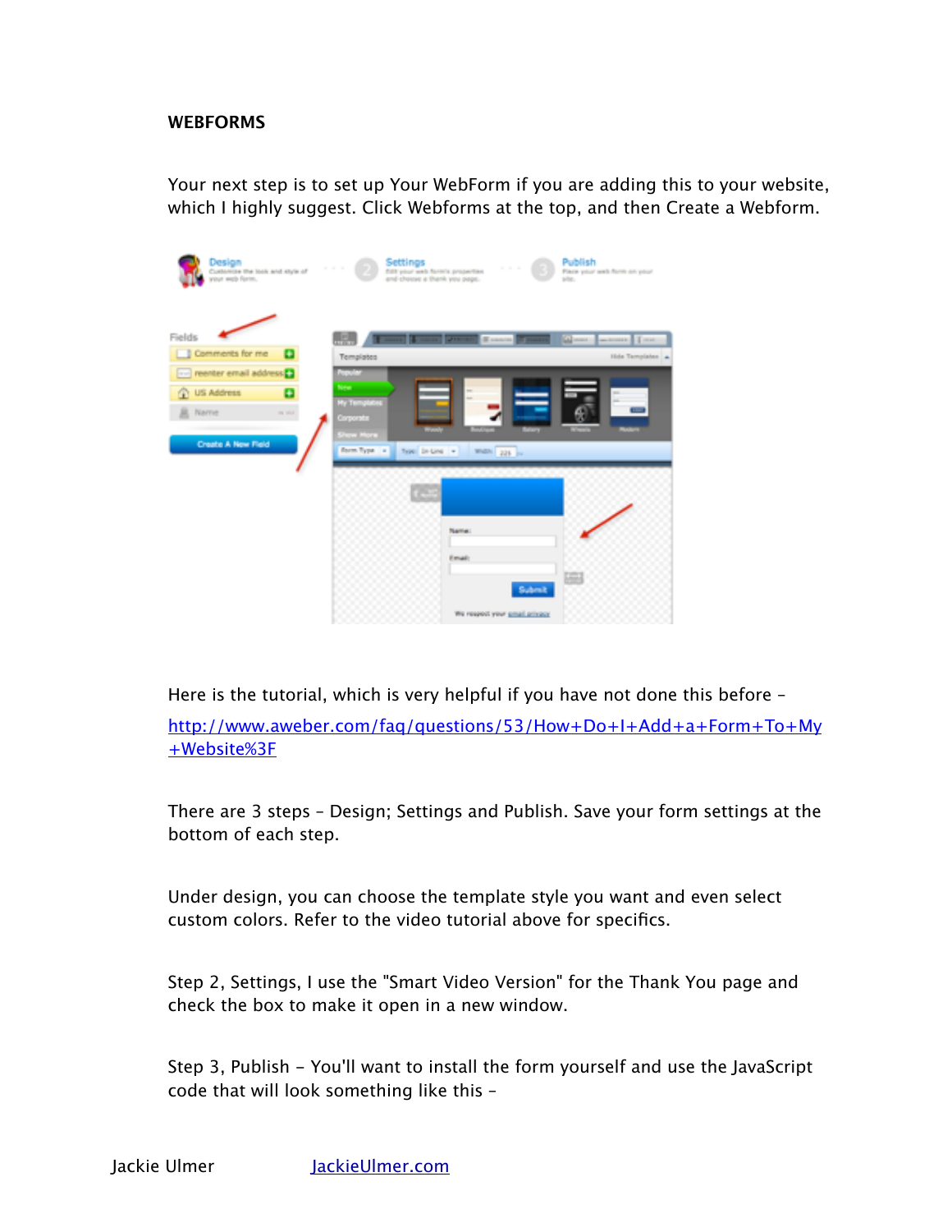**WEBFORMS**

Your next step is to set up Your WebForm if you are adding this to your website, which I highly suggest. Click Webforms at the top, and then Create a Webform.

Here is the tutorial, which is very helpful if you have not done this before – [http://www.aweber.com/faq/questions/53/How+Do+I+Add+a+Form+To+My+Website%3F](http://www.aweber.com/faq/questions/53/How+Do+I+Add+a+Form+To+My+Website%3F)

There are 3 steps – Design; Settings and Publish. Save your form settings at the bottom of each step.

Under design, you can choose the template style you want and even select custom colors. Refer to the video tutorial above for specifics.

Step 2, Settings, I use the "Smart Video Version" for the Thank You page and check the box to make it open in a new window.

Step 3, Publish – You'll want to install the form yourself and use the JavaScript code that will look something like this –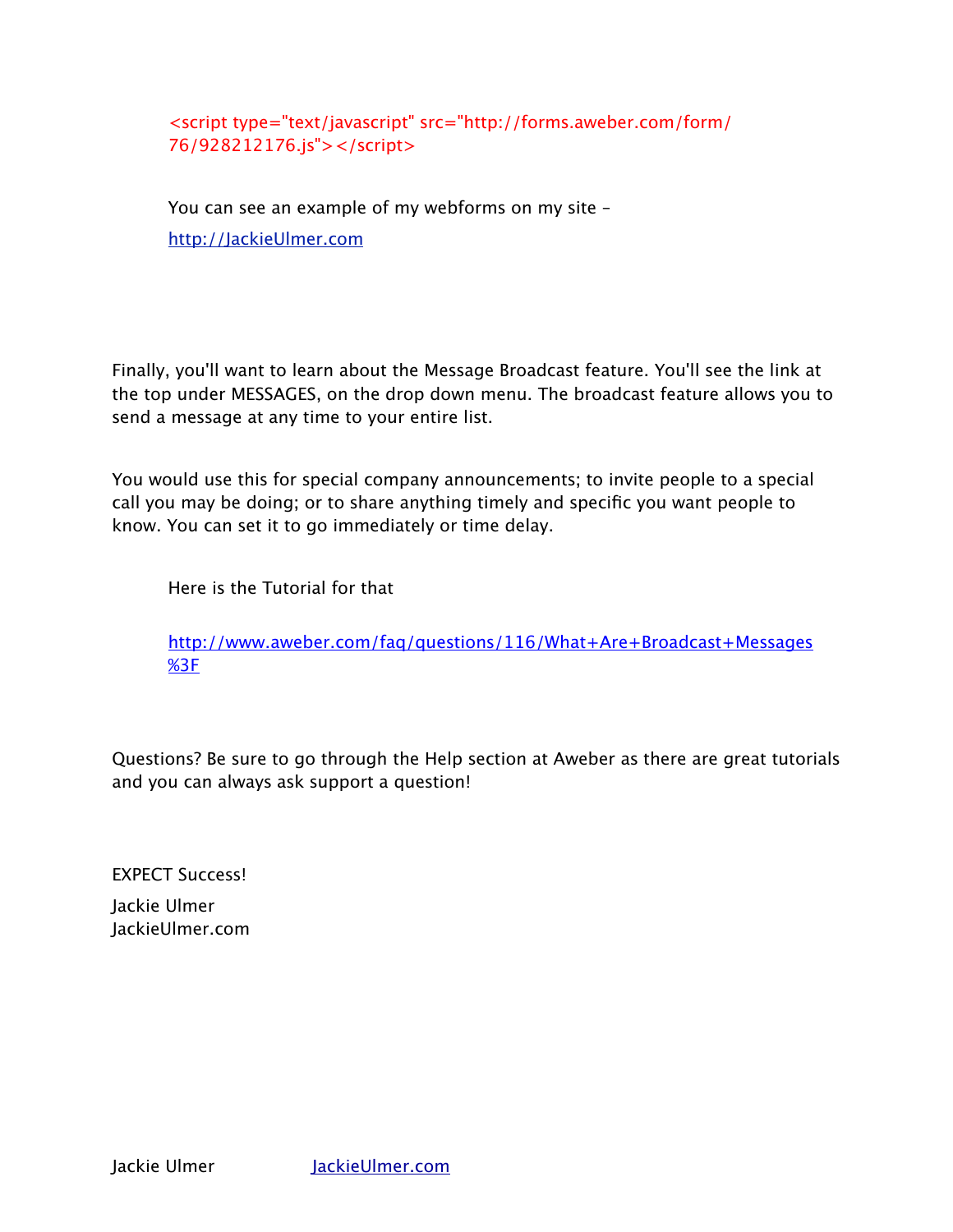```
<script type="text/javascript" src="http://forms.aweber.com/form/76/928212176.js"></script>
```

You can see an example of my webforms on my site –

http://JackieUlmer.com

Finally, you'll want to learn about the Message Broadcast feature. You'll see the link at the top under MESSAGES, on the drop down menu. The broadcast feature allows you to send a message at any time to your entire list.

You would use this for special company announcements; to invite people to a special call you may be doing; or to share anything timely and specific you want people to know. You can set it to go immediately or time delay.

Here is the Tutorial for that

http://www.aweber.com/faq/questions/116/What+Are+Broadcast+Messages%3F

Questions? Be sure to go through the Help section at Aweber as there are great tutorials and you can always ask support a question!

EXPECT Success!

Jackie Ulmer
JackieUlmer.com